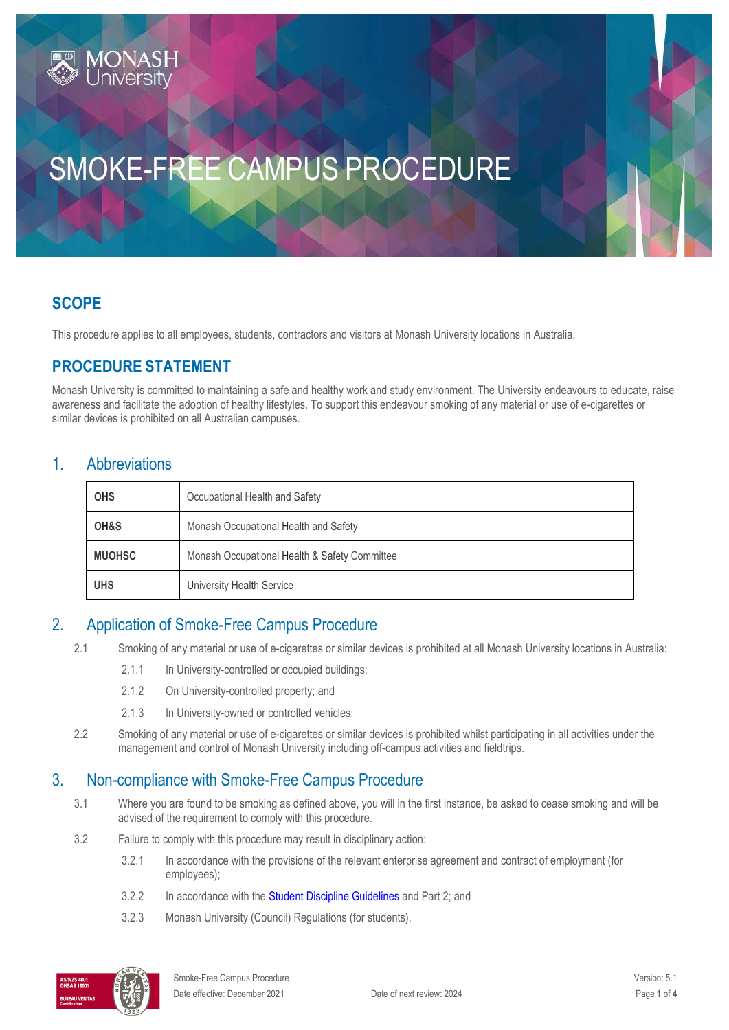# SMOKE-FREE CAMPUS PROCEDURE

## SCOPE

This procedure applies to all employees, students, contractors and visitors at Monash University locations in Australia.

## PROCEDURE STATEMENT

Monash University is committed to maintaining a safe and healthy work and study environment. The University endeavours to educate, raise awareness and facilitate the adoption of healthy lifestyles. To support this endeavour smoking of any material or use of e-cigarettes or similar devices is prohibited on all Australian campuses.

## 1. Abbreviations

| | |
|---|---|
| **OHS** | Occupational Health and Safety |
| **OH&S** | Monash Occupational Health and Safety |
| **MUOHSC** | Monash Occupational Health & Safety Committee |
| **UHS** | University Health Service |

## 2. Application of Smoke-Free Campus Procedure

2.1 Smoking of any material or use of e-cigarettes or similar devices is prohibited at all Monash University locations in Australia:

- 2.1.1 In University-controlled or occupied buildings;
- 2.1.2 On University-controlled property; and
- 2.1.3 In University-owned or controlled vehicles.

2.2 Smoking of any material or use of e-cigarettes or similar devices is prohibited whilst participating in all activities under the management and control of Monash University including off-campus activities and fieldtrips.

## 3. Non-compliance with Smoke-Free Campus Procedure

3.1 Where you are found to be smoking as defined above, you will in the first instance, be asked to cease smoking and will be advised of the requirement to comply with this procedure.

3.2 Failure to comply with this procedure may result in disciplinary action:

- 3.2.1 In accordance with the provisions of the relevant enterprise agreement and contract of employment (for employees);
- 3.2.2 In accordance with the Student Discipline Guidelines and Part 2; and
- 3.2.3 Monash University (Council) Regulations (for students).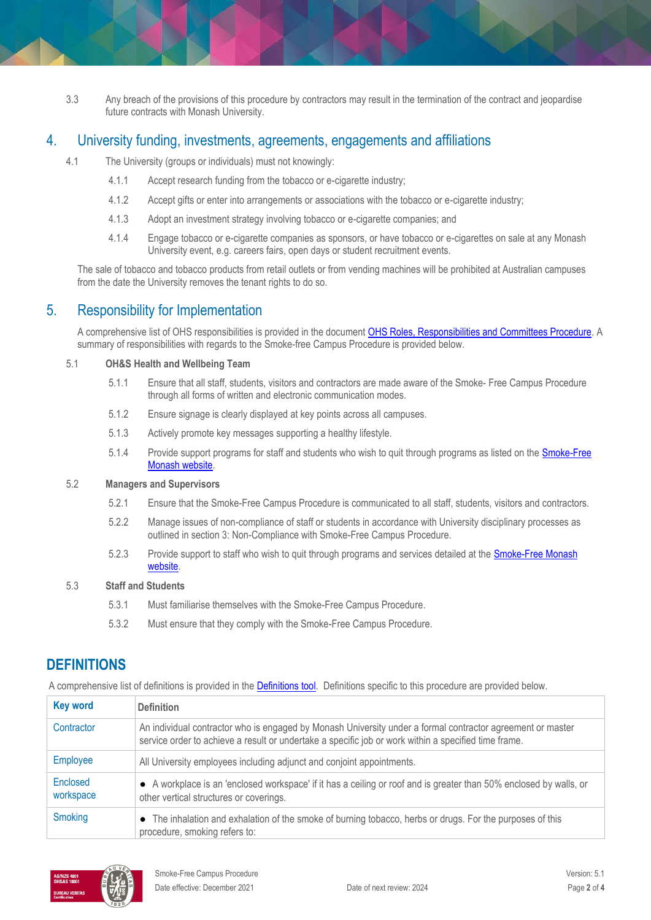3.3 Any breach of the provisions of this procedure by contractors may result in the termination of the contract and jeopardise future contracts with Monash University.

## 4. University funding, investments, agreements, engagements and affiliations

4.1 The University (groups or individuals) must not knowingly:

- 4.1.1 Accept research funding from the tobacco or e-cigarette industry;
- 4.1.2 Accept gifts or enter into arrangements or associations with the tobacco or e-cigarette industry;
- 4.1.3 Adopt an investment strategy involving tobacco or e-cigarette companies; and
- 4.1.4 Engage tobacco or e-cigarette companies as sponsors, or have tobacco or e-cigarettes on sale at any Monash University event, e.g. careers fairs, open days or student recruitment events.

The sale of tobacco and tobacco products from retail outlets or from vending machines will be prohibited at Australian campuses from the date the University removes the tenant rights to do so.

## 5. Responsibility for Implementation

A comprehensive list of OHS responsibilities is provided in the document [OHS Roles, Responsibilities and Committees Procedure](). A summary of responsibilities with regards to the Smoke-free Campus Procedure is provided below.

5.1 **OH&S Health and Wellbeing Team**

- 5.1.1 Ensure that all staff, students, visitors and contractors are made aware of the Smoke- Free Campus Procedure through all forms of written and electronic communication modes.
- 5.1.2 Ensure signage is clearly displayed at key points across all campuses.
- 5.1.3 Actively promote key messages supporting a healthy lifestyle.
- 5.1.4 Provide support programs for staff and students who wish to quit through programs as listed on the [Smoke-Free Monash website]().

5.2 **Managers and Supervisors**

- 5.2.1 Ensure that the Smoke-Free Campus Procedure is communicated to all staff, students, visitors and contractors.
- 5.2.2 Manage issues of non-compliance of staff or students in accordance with University disciplinary processes as outlined in section 3: Non-Compliance with Smoke-Free Campus Procedure.
- 5.2.3 Provide support to staff who wish to quit through programs and services detailed at the [Smoke-Free Monash website]().

5.3 **Staff and Students**

- 5.3.1 Must familiarise themselves with the Smoke-Free Campus Procedure.
- 5.3.2 Must ensure that they comply with the Smoke-Free Campus Procedure.

## DEFINITIONS

A comprehensive list of definitions is provided in the [Definitions tool](). Definitions specific to this procedure are provided below.

| Key word | Definition |
|---|---|
| Contractor | An individual contractor who is engaged by Monash University under a formal contractor agreement or master service order to achieve a result or undertake a specific job or work within a specified time frame. |
| Employee | All University employees including adjunct and conjoint appointments. |
| Enclosed workspace | • A workplace is an 'enclosed workspace' if it has a ceiling or roof and is greater than 50% enclosed by walls, or other vertical structures or coverings. |
| Smoking | • The inhalation and exhalation of the smoke of burning tobacco, herbs or drugs. For the purposes of this procedure, smoking refers to: |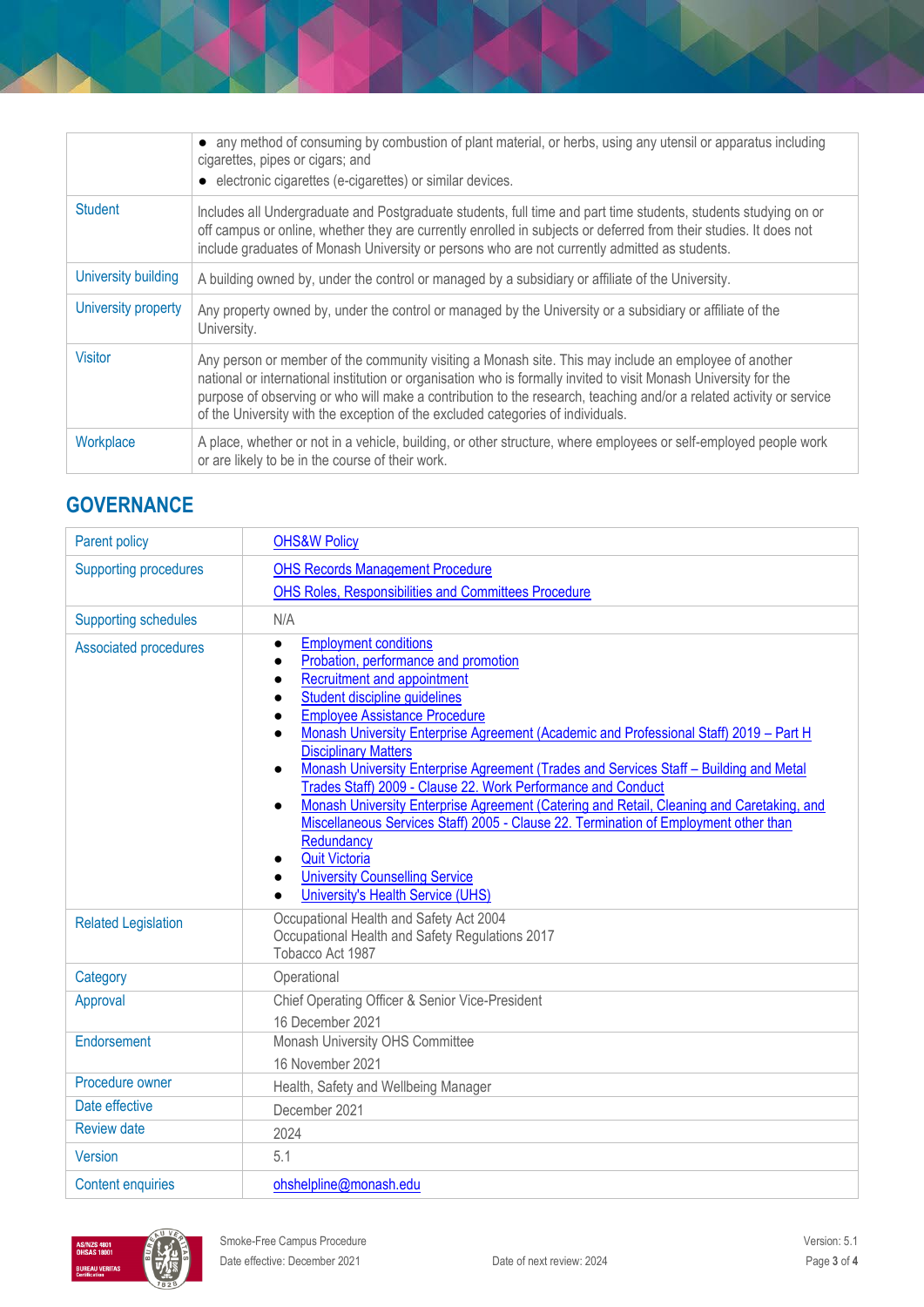|  |  |
|---|---|
|  | • any method of consuming by combustion of plant material, or herbs, using any utensil or apparatus including cigarettes, pipes or cigars; and<br>• electronic cigarettes (e-cigarettes) or similar devices. |
| Student | Includes all Undergraduate and Postgraduate students, full time and part time students, students studying on or off campus or online, whether they are currently enrolled in subjects or deferred from their studies. It does not include graduates of Monash University or persons who are not currently admitted as students. |
| University building | A building owned by, under the control or managed by a subsidiary or affiliate of the University. |
| University property | Any property owned by, under the control or managed by the University or a subsidiary or affiliate of the University. |
| Visitor | Any person or member of the community visiting a Monash site. This may include an employee of another national or international institution or organisation who is formally invited to visit Monash University for the purpose of observing or who will make a contribution to the research, teaching and/or a related activity or service of the University with the exception of the excluded categories of individuals. |
| Workplace | A place, whether or not in a vehicle, building, or other structure, where employees or self-employed people work or are likely to be in the course of their work. |

## GOVERNANCE

|  |  |
|---|---|
| Parent policy | OHS&W Policy |
| Supporting procedures | OHS Records Management Procedure<br>OHS Roles, Responsibilities and Committees Procedure |
| Supporting schedules | N/A |
| Associated procedures | • Employment conditions<br>• Probation, performance and promotion<br>• Recruitment and appointment<br>• Student discipline guidelines<br>• Employee Assistance Procedure<br>• Monash University Enterprise Agreement (Academic and Professional Staff) 2019 – Part H Disciplinary Matters<br>• Monash University Enterprise Agreement (Trades and Services Staff – Building and Metal Trades Staff) 2009 - Clause 22. Work Performance and Conduct<br>• Monash University Enterprise Agreement (Catering and Retail, Cleaning and Caretaking, and Miscellaneous Services Staff) 2005 - Clause 22. Termination of Employment other than Redundancy<br>• Quit Victoria<br>• University Counselling Service<br>• University's Health Service (UHS) |
| Related Legislation | Occupational Health and Safety Act 2004<br>Occupational Health and Safety Regulations 2017<br>Tobacco Act 1987 |
| Category | Operational |
| Approval | Chief Operating Officer & Senior Vice-President<br>16 December 2021 |
| Endorsement | Monash University OHS Committee<br>16 November 2021 |
| Procedure owner | Health, Safety and Wellbeing Manager |
| Date effective | December 2021 |
| Review date | 2024 |
| Version | 5.1 |
| Content enquiries | ohshelpline@monash.edu |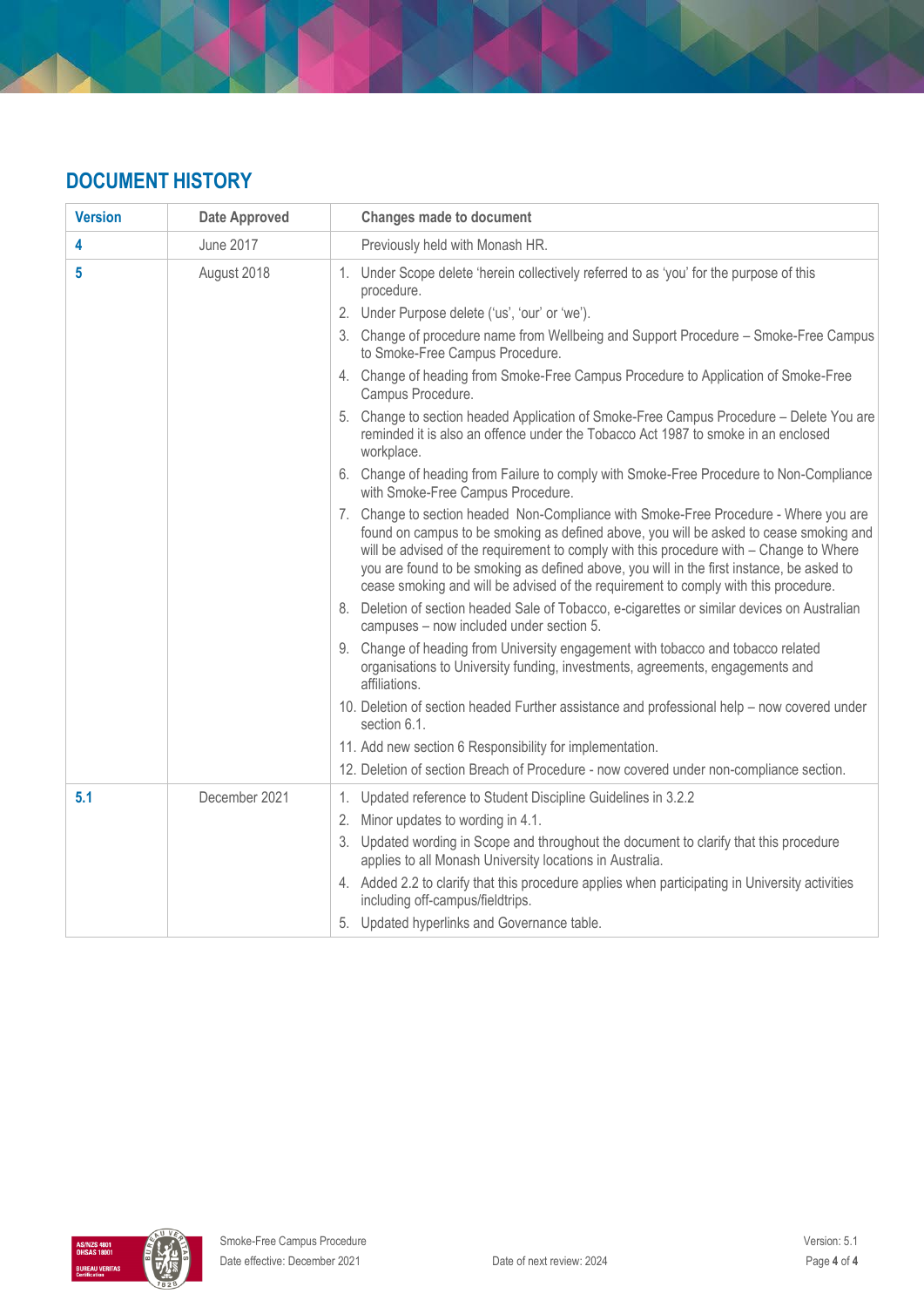## DOCUMENT HISTORY

| Version | Date Approved | Changes made to document |
|---|---|---|
| 4 | June 2017 | Previously held with Monash HR. |
| 5 | August 2018 | 1. Under Scope delete 'herein collectively referred to as 'you' for the purpose of this procedure.<br>2. Under Purpose delete ('us', 'our' or 'we').<br>3. Change of procedure name from Wellbeing and Support Procedure – Smoke-Free Campus to Smoke-Free Campus Procedure.<br>4. Change of heading from Smoke-Free Campus Procedure to Application of Smoke-Free Campus Procedure.<br>5. Change to section headed Application of Smoke-Free Campus Procedure – Delete You are reminded it is also an offence under the Tobacco Act 1987 to smoke in an enclosed workplace.<br>6. Change of heading from Failure to comply with Smoke-Free Procedure to Non-Compliance with Smoke-Free Campus Procedure.<br>7. Change to section headed Non-Compliance with Smoke-Free Procedure - Where you are found on campus to be smoking as defined above, you will be asked to cease smoking and will be advised of the requirement to comply with this procedure with – Change to Where you are found to be smoking as defined above, you will in the first instance, be asked to cease smoking and will be advised of the requirement to comply with this procedure.<br>8. Deletion of section headed Sale of Tobacco, e-cigarettes or similar devices on Australian campuses – now included under section 5.<br>9. Change of heading from University engagement with tobacco and tobacco related organisations to University funding, investments, agreements, engagements and affiliations.<br>10. Deletion of section headed Further assistance and professional help – now covered under section 6.1.<br>11. Add new section 6 Responsibility for implementation.<br>12. Deletion of section Breach of Procedure - now covered under non-compliance section. |
| 5.1 | December 2021 | 1. Updated reference to Student Discipline Guidelines in 3.2.2<br>2. Minor updates to wording in 4.1.<br>3. Updated wording in Scope and throughout the document to clarify that this procedure applies to all Monash University locations in Australia.<br>4. Added 2.2 to clarify that this procedure applies when participating in University activities including off-campus/fieldtrips.<br>5. Updated hyperlinks and Governance table. |